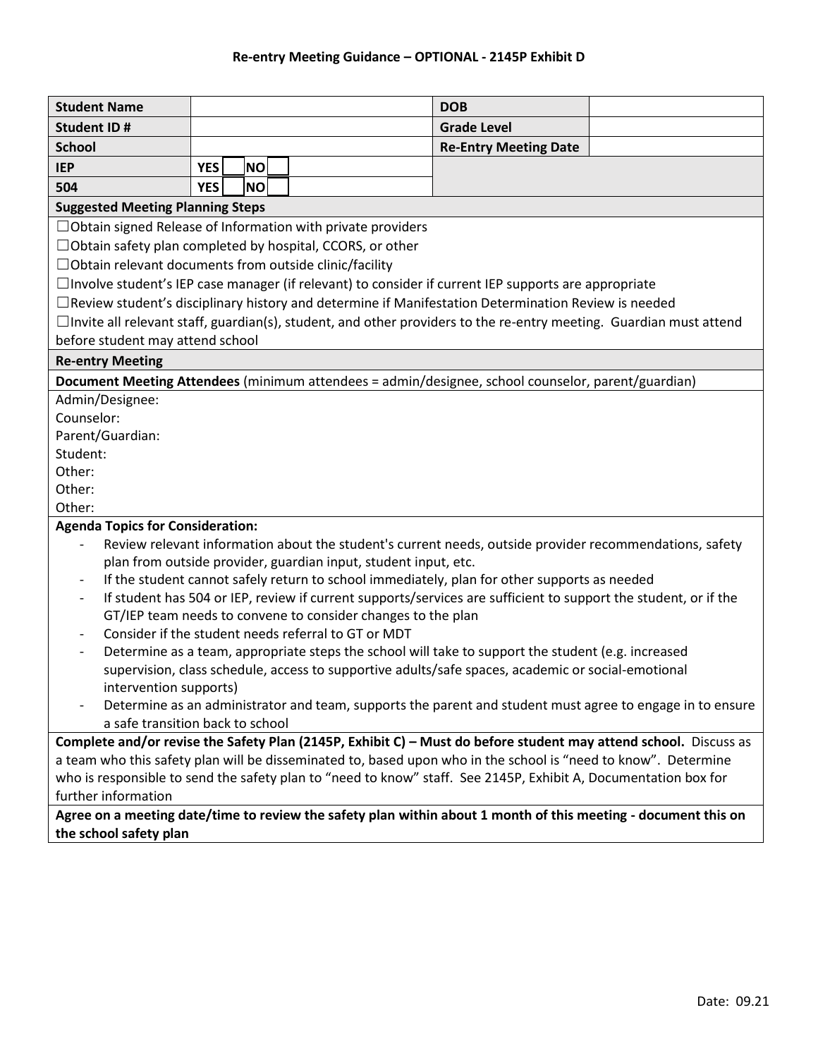# Re-entry Meeting Guidance – OPTIONAL - 2145P Exhibit D

| **Student Name** | | **DOB** | |
|---|---|---|---|
| **Student ID #** | | **Grade Level** | |
| **School** | | **Re-Entry Meeting Date** | |
| **IEP** | **YES** ☐ **NO** ☐ | | |
| **504** | **YES** ☐ **NO** ☐ | | |

**Suggested Meeting Planning Steps**

☐Obtain signed Release of Information with private providers

☐Obtain safety plan completed by hospital, CCORS, or other

☐Obtain relevant documents from outside clinic/facility

☐Involve student's IEP case manager (if relevant) to consider if current IEP supports are appropriate

☐Review student's disciplinary history and determine if Manifestation Determination Review is needed

☐Invite all relevant staff, guardian(s), student, and other providers to the re-entry meeting. Guardian must attend before student may attend school

**Re-entry Meeting**

**Document Meeting Attendees** (minimum attendees = admin/designee, school counselor, parent/guardian)

Admin/Designee:
Counselor:
Parent/Guardian:
Student:
Other:
Other:
Other:

**Agenda Topics for Consideration:**

- Review relevant information about the student's current needs, outside provider recommendations, safety plan from outside provider, guardian input, student input, etc.
- If the student cannot safely return to school immediately, plan for other supports as needed
- If student has 504 or IEP, review if current supports/services are sufficient to support the student, or if the GT/IEP team needs to convene to consider changes to the plan
- Consider if the student needs referral to GT or MDT
- Determine as a team, appropriate steps the school will take to support the student (e.g. increased supervision, class schedule, access to supportive adults/safe spaces, academic or social-emotional intervention supports)
- Determine as an administrator and team, supports the parent and student must agree to engage in to ensure a safe transition back to school

**Complete and/or revise the Safety Plan (2145P, Exhibit C) – Must do before student may attend school.** Discuss as a team who this safety plan will be disseminated to, based upon who in the school is "need to know". Determine who is responsible to send the safety plan to "need to know" staff. See 2145P, Exhibit A, Documentation box for further information

**Agree on a meeting date/time to review the safety plan within about 1 month of this meeting - document this on the school safety plan**

Date: 09.21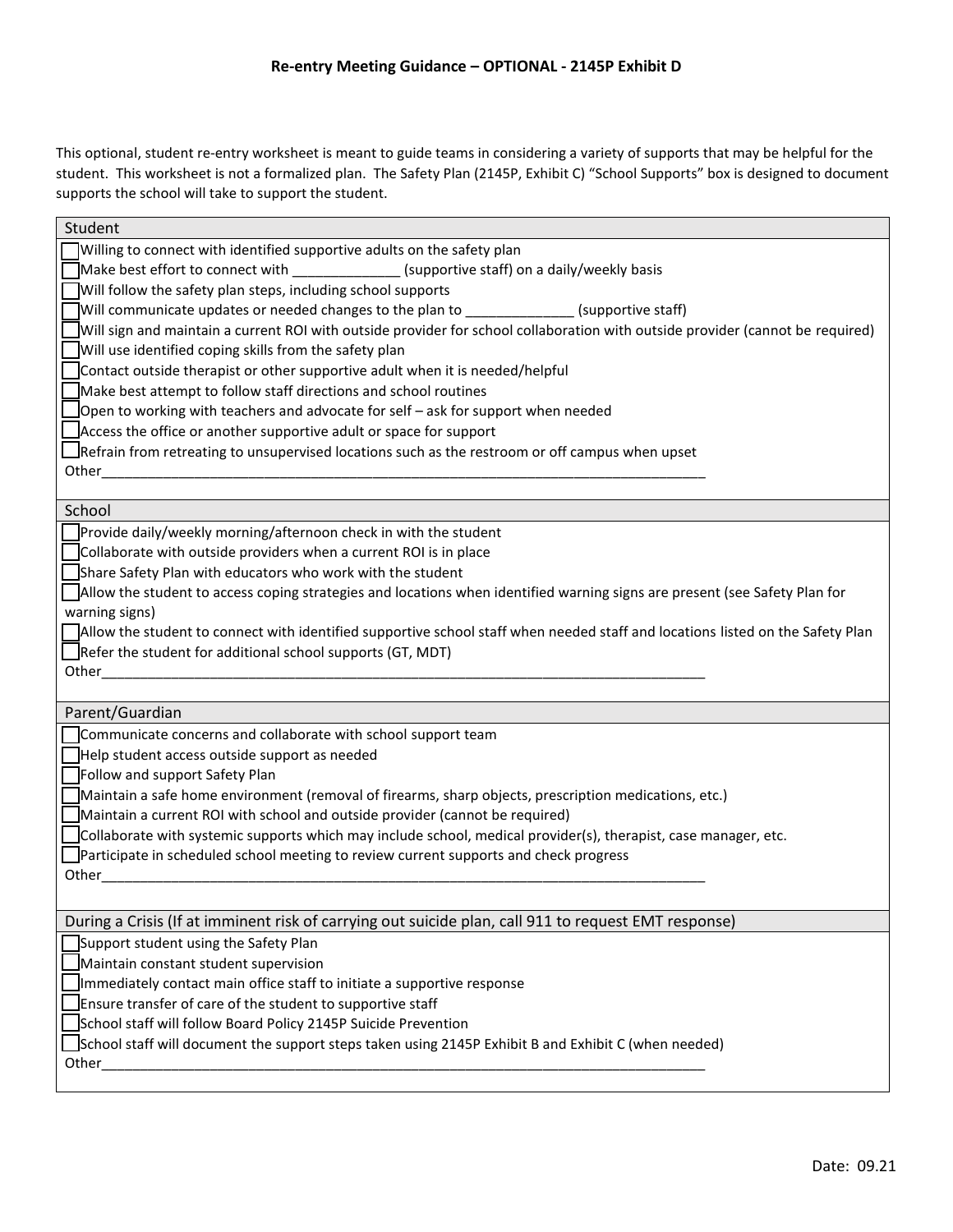# Re-entry Meeting Guidance – OPTIONAL - 2145P Exhibit D

This optional, student re-entry worksheet is meant to guide teams in considering a variety of supports that may be helpful for the student. This worksheet is not a formalized plan. The Safety Plan (2145P, Exhibit C) "School Supports" box is designed to document supports the school will take to support the student.

## Student

- ☐ Willing to connect with identified supportive adults on the safety plan
- ☐ Make best effort to connect with ______________ (supportive staff) on a daily/weekly basis
- ☐ Will follow the safety plan steps, including school supports
- ☐ Will communicate updates or needed changes to the plan to ______________ (supportive staff)
- ☐ Will sign and maintain a current ROI with outside provider for school collaboration with outside provider (cannot be required)
- ☐ Will use identified coping skills from the safety plan
- ☐ Contact outside therapist or other supportive adult when it is needed/helpful
- ☐ Make best attempt to follow staff directions and school routines
- ☐ Open to working with teachers and advocate for self – ask for support when needed
- ☐ Access the office or another supportive adult or space for support
- ☐ Refrain from retreating to unsupervised locations such as the restroom or off campus when upset

Other_______________________________________________________________________________

## School

- ☐ Provide daily/weekly morning/afternoon check in with the student
- ☐ Collaborate with outside providers when a current ROI is in place
- ☐ Share Safety Plan with educators who work with the student
- ☐ Allow the student to access coping strategies and locations when identified warning signs are present (see Safety Plan for warning signs)
- ☐ Allow the student to connect with identified supportive school staff when needed staff and locations listed on the Safety Plan
- ☐ Refer the student for additional school supports (GT, MDT)

Other_______________________________________________________________________________

## Parent/Guardian

- ☐ Communicate concerns and collaborate with school support team
- ☐ Help student access outside support as needed
- ☐ Follow and support Safety Plan
- ☐ Maintain a safe home environment (removal of firearms, sharp objects, prescription medications, etc.)
- ☐ Maintain a current ROI with school and outside provider (cannot be required)
- ☐ Collaborate with systemic supports which may include school, medical provider(s), therapist, case manager, etc.
- ☐ Participate in scheduled school meeting to review current supports and check progress

Other_______________________________________________________________________________

## During a Crisis (If at imminent risk of carrying out suicide plan, call 911 to request EMT response)

- ☐ Support student using the Safety Plan
- ☐ Maintain constant student supervision
- ☐ Immediately contact main office staff to initiate a supportive response
- ☐ Ensure transfer of care of the student to supportive staff
- ☐ School staff will follow Board Policy 2145P Suicide Prevention
- ☐ School staff will document the support steps taken using 2145P Exhibit B and Exhibit C (when needed)

Other_______________________________________________________________________________

Date: 09.21